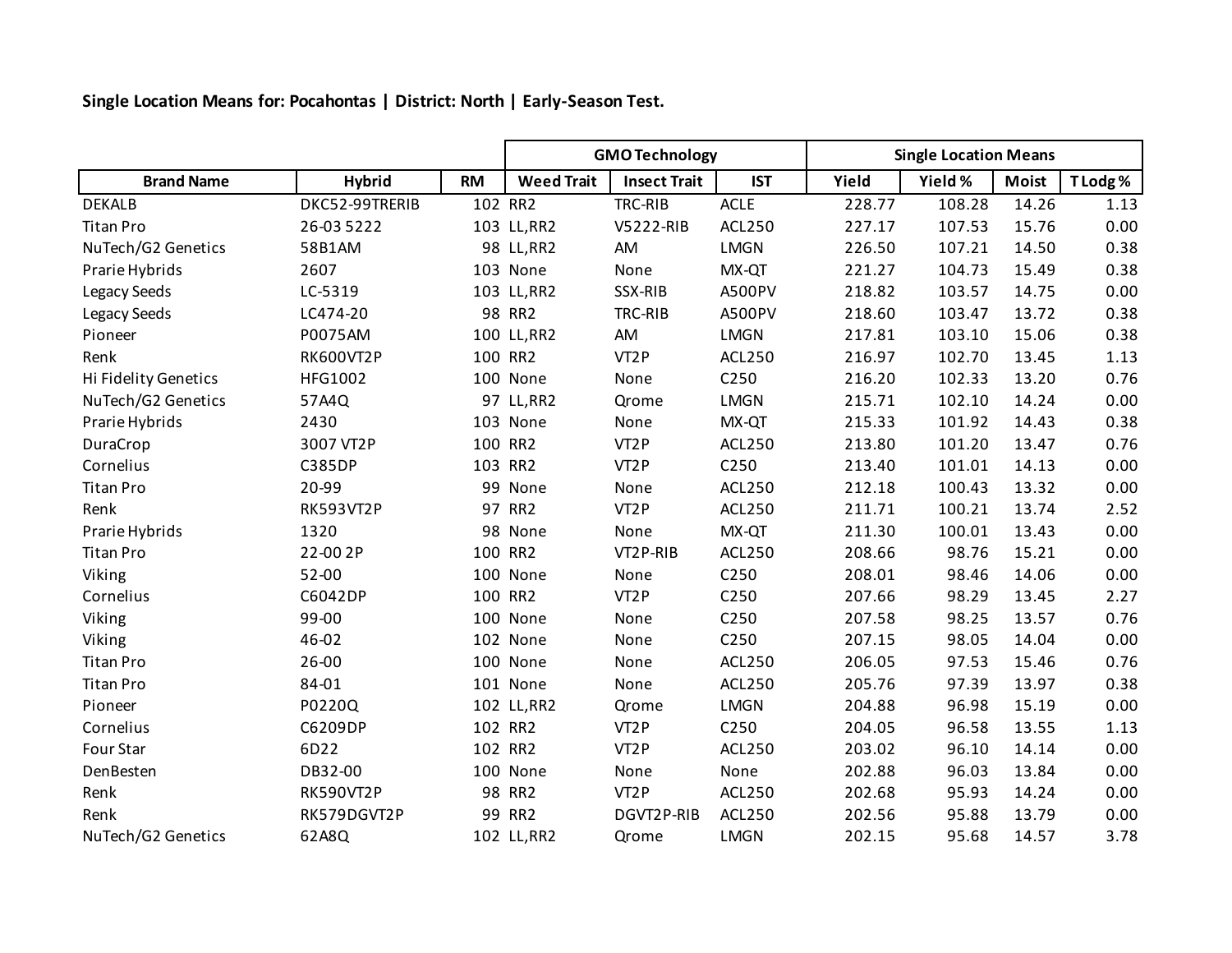**Single Location Means for: Pocahontas | District: North | Early-Season Test.**

| | | | GMO Technology | | | Single Location Means | | | |
|---|---|---|---|---|---|---|---|---|---|
| Brand Name | Hybrid | RM | Weed Trait | Insect Trait | IST | Yield | Yield % | Moist | T Lodg % |
| DEKALB | DKC52-99TRERIB | 102 | RR2 | TRC-RIB | ACLE | 228.77 | 108.28 | 14.26 | 1.13 |
| Titan Pro | 26-03 5222 | 103 | LL,RR2 | V5222-RIB | ACL250 | 227.17 | 107.53 | 15.76 | 0.00 |
| NuTech/G2 Genetics | 58B1AM | 98 | LL,RR2 | AM | LMGN | 226.50 | 107.21 | 14.50 | 0.38 |
| Prarie Hybrids | 2607 | 103 | None | None | MX-QT | 221.27 | 104.73 | 15.49 | 0.38 |
| Legacy Seeds | LC-5319 | 103 | LL,RR2 | SSX-RIB | A500PV | 218.82 | 103.57 | 14.75 | 0.00 |
| Legacy Seeds | LC474-20 | 98 | RR2 | TRC-RIB | A500PV | 218.60 | 103.47 | 13.72 | 0.38 |
| Pioneer | P0075AM | 100 | LL,RR2 | AM | LMGN | 217.81 | 103.10 | 15.06 | 0.38 |
| Renk | RK600VT2P | 100 | RR2 | VT2P | ACL250 | 216.97 | 102.70 | 13.45 | 1.13 |
| Hi Fidelity Genetics | HFG1002 | 100 | None | None | C250 | 216.20 | 102.33 | 13.20 | 0.76 |
| NuTech/G2 Genetics | 57A4Q | 97 | LL,RR2 | Qrome | LMGN | 215.71 | 102.10 | 14.24 | 0.00 |
| Prarie Hybrids | 2430 | 103 | None | None | MX-QT | 215.33 | 101.92 | 14.43 | 0.38 |
| DuraCrop | 3007 VT2P | 100 | RR2 | VT2P | ACL250 | 213.80 | 101.20 | 13.47 | 0.76 |
| Cornelius | C385DP | 103 | RR2 | VT2P | C250 | 213.40 | 101.01 | 14.13 | 0.00 |
| Titan Pro | 20-99 | 99 | None | None | ACL250 | 212.18 | 100.43 | 13.32 | 0.00 |
| Renk | RK593VT2P | 97 | RR2 | VT2P | ACL250 | 211.71 | 100.21 | 13.74 | 2.52 |
| Prarie Hybrids | 1320 | 98 | None | None | MX-QT | 211.30 | 100.01 | 13.43 | 0.00 |
| Titan Pro | 22-00 2P | 100 | RR2 | VT2P-RIB | ACL250 | 208.66 | 98.76 | 15.21 | 0.00 |
| Viking | 52-00 | 100 | None | None | C250 | 208.01 | 98.46 | 14.06 | 0.00 |
| Cornelius | C6042DP | 100 | RR2 | VT2P | C250 | 207.66 | 98.29 | 13.45 | 2.27 |
| Viking | 99-00 | 100 | None | None | C250 | 207.58 | 98.25 | 13.57 | 0.76 |
| Viking | 46-02 | 102 | None | None | C250 | 207.15 | 98.05 | 14.04 | 0.00 |
| Titan Pro | 26-00 | 100 | None | None | ACL250 | 206.05 | 97.53 | 15.46 | 0.76 |
| Titan Pro | 84-01 | 101 | None | None | ACL250 | 205.76 | 97.39 | 13.97 | 0.38 |
| Pioneer | P0220Q | 102 | LL,RR2 | Qrome | LMGN | 204.88 | 96.98 | 15.19 | 0.00 |
| Cornelius | C6209DP | 102 | RR2 | VT2P | C250 | 204.05 | 96.58 | 13.55 | 1.13 |
| Four Star | 6D22 | 102 | RR2 | VT2P | ACL250 | 203.02 | 96.10 | 14.14 | 0.00 |
| DenBesten | DB32-00 | 100 | None | None | None | 202.88 | 96.03 | 13.84 | 0.00 |
| Renk | RK590VT2P | 98 | RR2 | VT2P | ACL250 | 202.68 | 95.93 | 14.24 | 0.00 |
| Renk | RK579DGVT2P | 99 | RR2 | DGVT2P-RIB | ACL250 | 202.56 | 95.88 | 13.79 | 0.00 |
| NuTech/G2 Genetics | 62A8Q | 102 | LL,RR2 | Qrome | LMGN | 202.15 | 95.68 | 14.57 | 3.78 |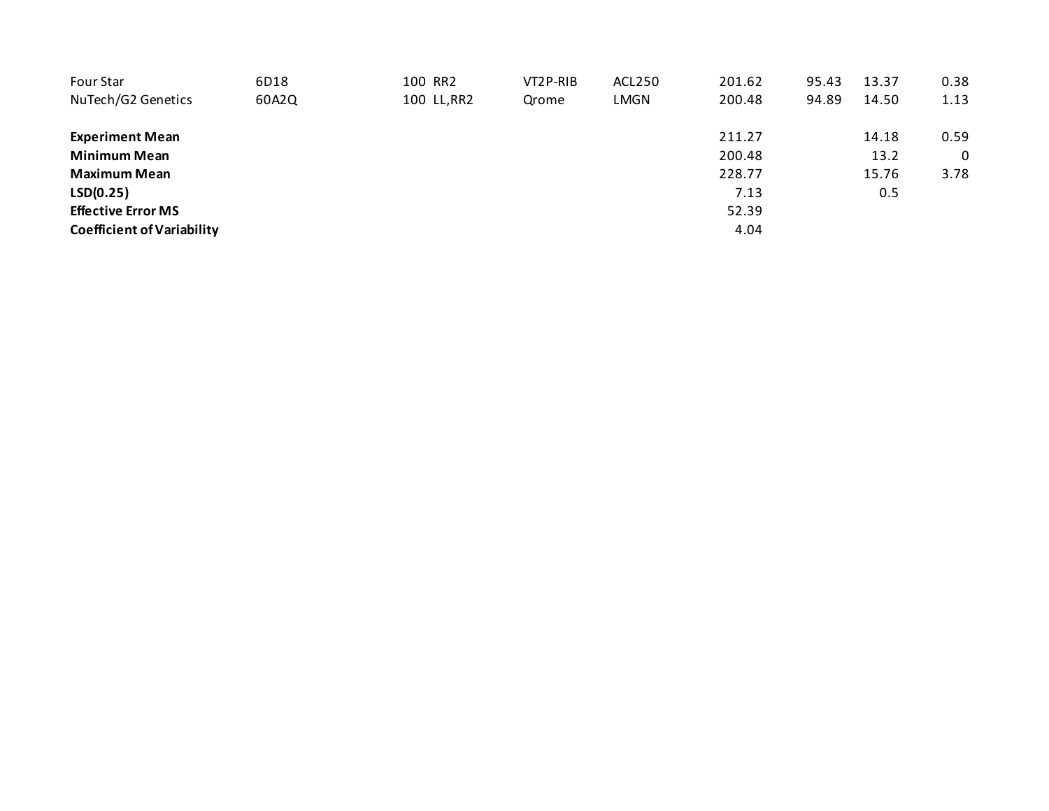| | | | | | | | | | |
|---|---|---|---|---|---|---|---|---|---|
| Four Star | 6D18 | 100 | RR2 | VT2P-RIB | ACL250 | 201.62 | 95.43 | 13.37 | 0.38 |
| NuTech/G2 Genetics | 60A2Q | 100 | LL,RR2 | Qrome | LMGN | 200.48 | 94.89 | 14.50 | 1.13 |
| | | | | | | | | | |
| **Experiment Mean** | | | | | | 211.27 | | 14.18 | 0.59 |
| **Minimum Mean** | | | | | | 200.48 | | 13.2 | 0 |
| **Maximum Mean** | | | | | | 228.77 | | 15.76 | 3.78 |
| **LSD(0.25)** | | | | | | 7.13 | | 0.5 | |
| **Effective Error MS** | | | | | | 52.39 | | | |
| **Coefficient of Variability** | | | | | | 4.04 | | | |